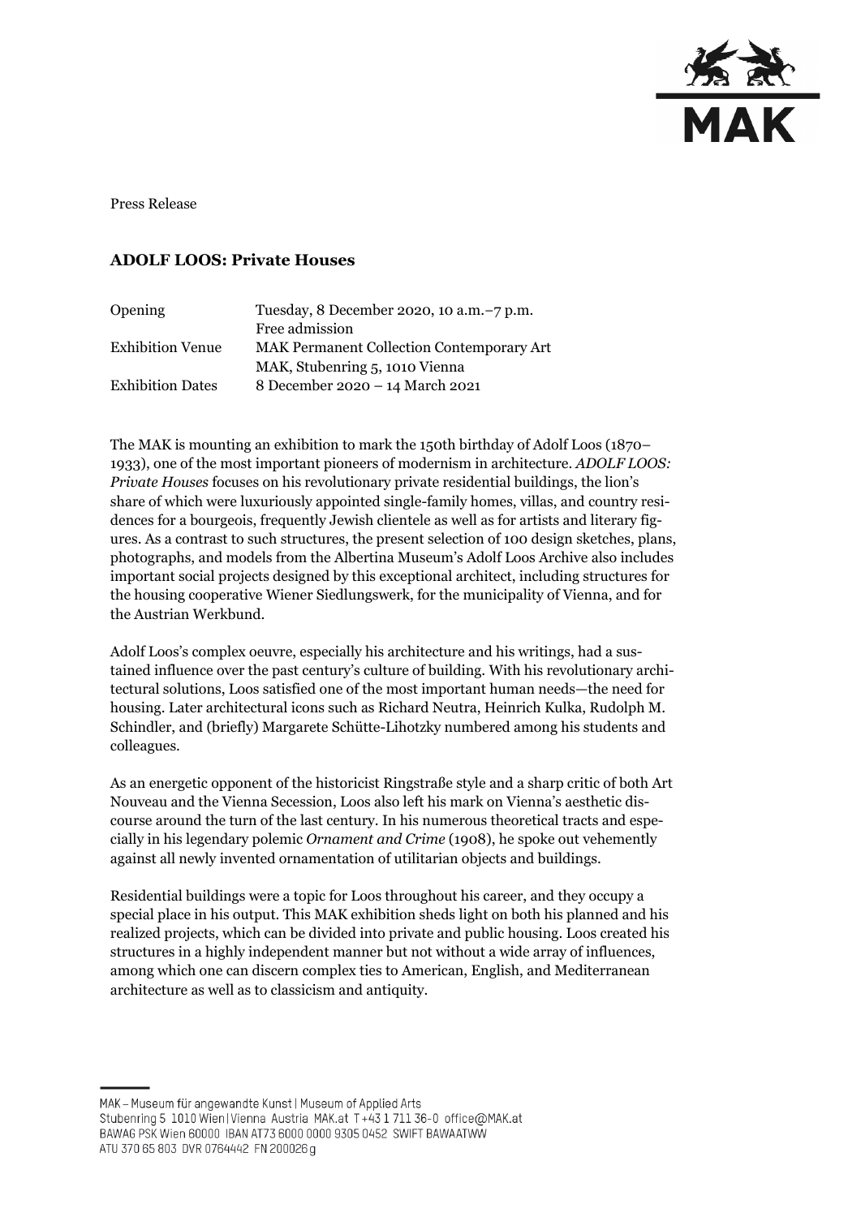Press Release

## ADOLF LOOS: Private Houses

| Opening | Tuesday, 8 December 2020, 10 a.m.–7 p.m. Free admission |
| --- | --- |
| Exhibition Venue | MAK Permanent Collection Contemporary Art MAK, Stubenring 5, 1010 Vienna |
| Exhibition Dates | 8 December 2020 – 14 March 2021 |

The MAK is mounting an exhibition to mark the 150th birthday of Adolf Loos (1870–1933), one of the most important pioneers of modernism in architecture. *ADOLF LOOS: Private Houses* focuses on his revolutionary private residential buildings, the lion's share of which were luxuriously appointed single-family homes, villas, and country residences for a bourgeois, frequently Jewish clientele as well as for artists and literary figures. As a contrast to such structures, the present selection of 100 design sketches, plans, photographs, and models from the Albertina Museum's Adolf Loos Archive also includes important social projects designed by this exceptional architect, including structures for the housing cooperative Wiener Siedlungswerk, for the municipality of Vienna, and for the Austrian Werkbund.

Adolf Loos's complex oeuvre, especially his architecture and his writings, had a sustained influence over the past century's culture of building. With his revolutionary architectural solutions, Loos satisfied one of the most important human needs—the need for housing. Later architectural icons such as Richard Neutra, Heinrich Kulka, Rudolph M. Schindler, and (briefly) Margarete Schütte-Lihotzky numbered among his students and colleagues.

As an energetic opponent of the historicist Ringstraße style and a sharp critic of both Art Nouveau and the Vienna Secession, Loos also left his mark on Vienna's aesthetic discourse around the turn of the last century. In his numerous theoretical tracts and especially in his legendary polemic *Ornament and Crime* (1908), he spoke out vehemently against all newly invented ornamentation of utilitarian objects and buildings.

Residential buildings were a topic for Loos throughout his career, and they occupy a special place in his output. This MAK exhibition sheds light on both his planned and his realized projects, which can be divided into private and public housing. Loos created his structures in a highly independent manner but not without a wide array of influences, among which one can discern complex ties to American, English, and Mediterranean architecture as well as to classicism and antiquity.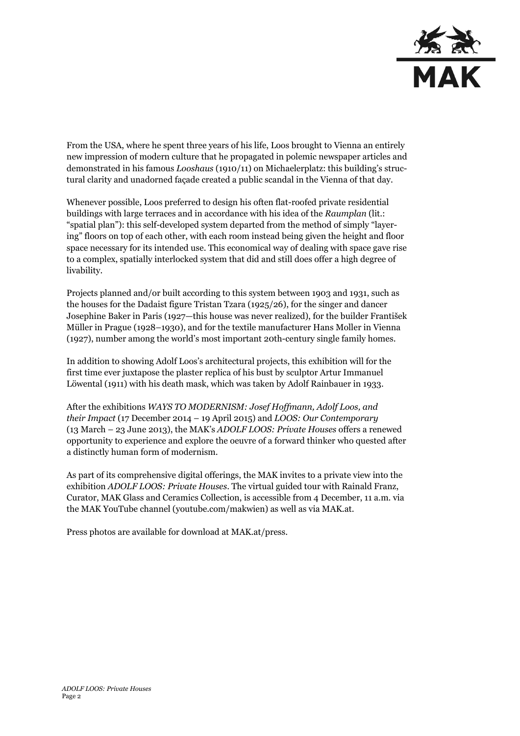From the USA, where he spent three years of his life, Loos brought to Vienna an entirely new impression of modern culture that he propagated in polemic newspaper articles and demonstrated in his famous *Looshaus* (1910/11) on Michaelerplatz: this building's structural clarity and unadorned façade created a public scandal in the Vienna of that day.

Whenever possible, Loos preferred to design his often flat-roofed private residential buildings with large terraces and in accordance with his idea of the *Raumplan* (lit.: "spatial plan"): this self-developed system departed from the method of simply "layering" floors on top of each other, with each room instead being given the height and floor space necessary for its intended use. This economical way of dealing with space gave rise to a complex, spatially interlocked system that did and still does offer a high degree of livability.

Projects planned and/or built according to this system between 1903 and 1931, such as the houses for the Dadaist figure Tristan Tzara (1925/26), for the singer and dancer Josephine Baker in Paris (1927—this house was never realized), for the builder František Müller in Prague (1928–1930), and for the textile manufacturer Hans Moller in Vienna (1927), number among the world's most important 20th-century single family homes.

In addition to showing Adolf Loos's architectural projects, this exhibition will for the first time ever juxtapose the plaster replica of his bust by sculptor Artur Immanuel Löwental (1911) with his death mask, which was taken by Adolf Rainbauer in 1933.

After the exhibitions *WAYS TO MODERNISM: Josef Hoffmann, Adolf Loos, and their Impact* (17 December 2014 – 19 April 2015) and *LOOS: Our Contemporary* (13 March – 23 June 2013), the MAK's *ADOLF LOOS: Private Houses* offers a renewed opportunity to experience and explore the oeuvre of a forward thinker who quested after a distinctly human form of modernism.

As part of its comprehensive digital offerings, the MAK invites to a private view into the exhibition *ADOLF LOOS: Private Houses*. The virtual guided tour with Rainald Franz, Curator, MAK Glass and Ceramics Collection, is accessible from 4 December, 11 a.m. via the MAK YouTube channel (youtube.com/makwien) as well as via MAK.at.

Press photos are available for download at MAK.at/press.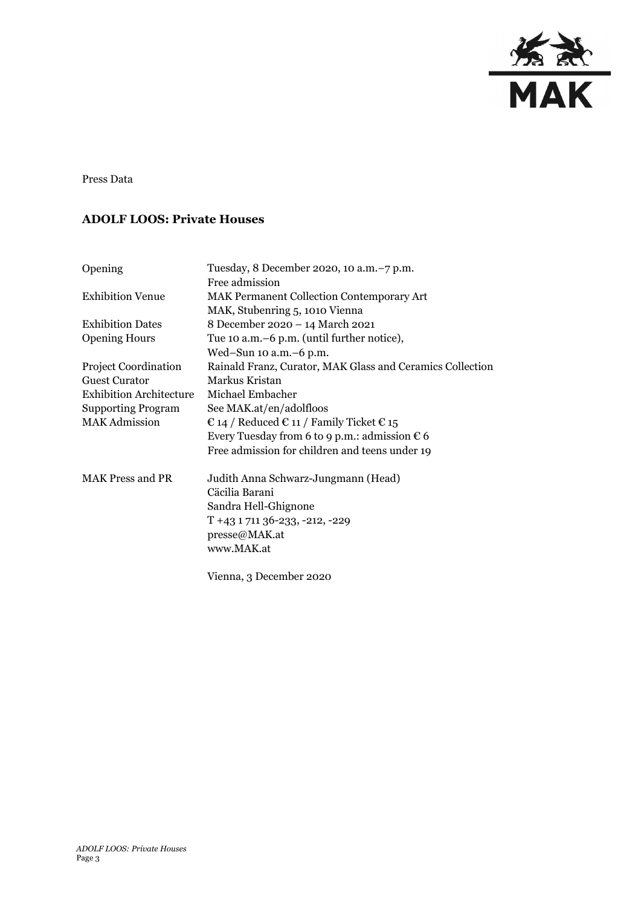Press Data

## ADOLF LOOS: Private Houses

| | |
|---|---|
| Opening | Tuesday, 8 December 2020, 10 a.m.–7 p.m.<br>Free admission |
| Exhibition Venue | MAK Permanent Collection Contemporary Art<br>MAK, Stubenring 5, 1010 Vienna |
| Exhibition Dates | 8 December 2020 – 14 March 2021 |
| Opening Hours | Tue 10 a.m.–6 p.m. (until further notice),<br>Wed–Sun 10 a.m.–6 p.m. |
| Project Coordination | Rainald Franz, Curator, MAK Glass and Ceramics Collection |
| Guest Curator | Markus Kristan |
| Exhibition Architecture | Michael Embacher |
| Supporting Program | See MAK.at/en/adolfloos |
| MAK Admission | € 14 / Reduced € 11 / Family Ticket € 15<br>Every Tuesday from 6 to 9 p.m.: admission € 6<br>Free admission for children and teens under 19 |
| MAK Press and PR | Judith Anna Schwarz-Jungmann (Head)<br>Cäcilia Barani<br>Sandra Hell-Ghignone<br>T +43 1 711 36-233, -212, -229<br>presse@MAK.at<br>www.MAK.at |

Vienna, 3 December 2020